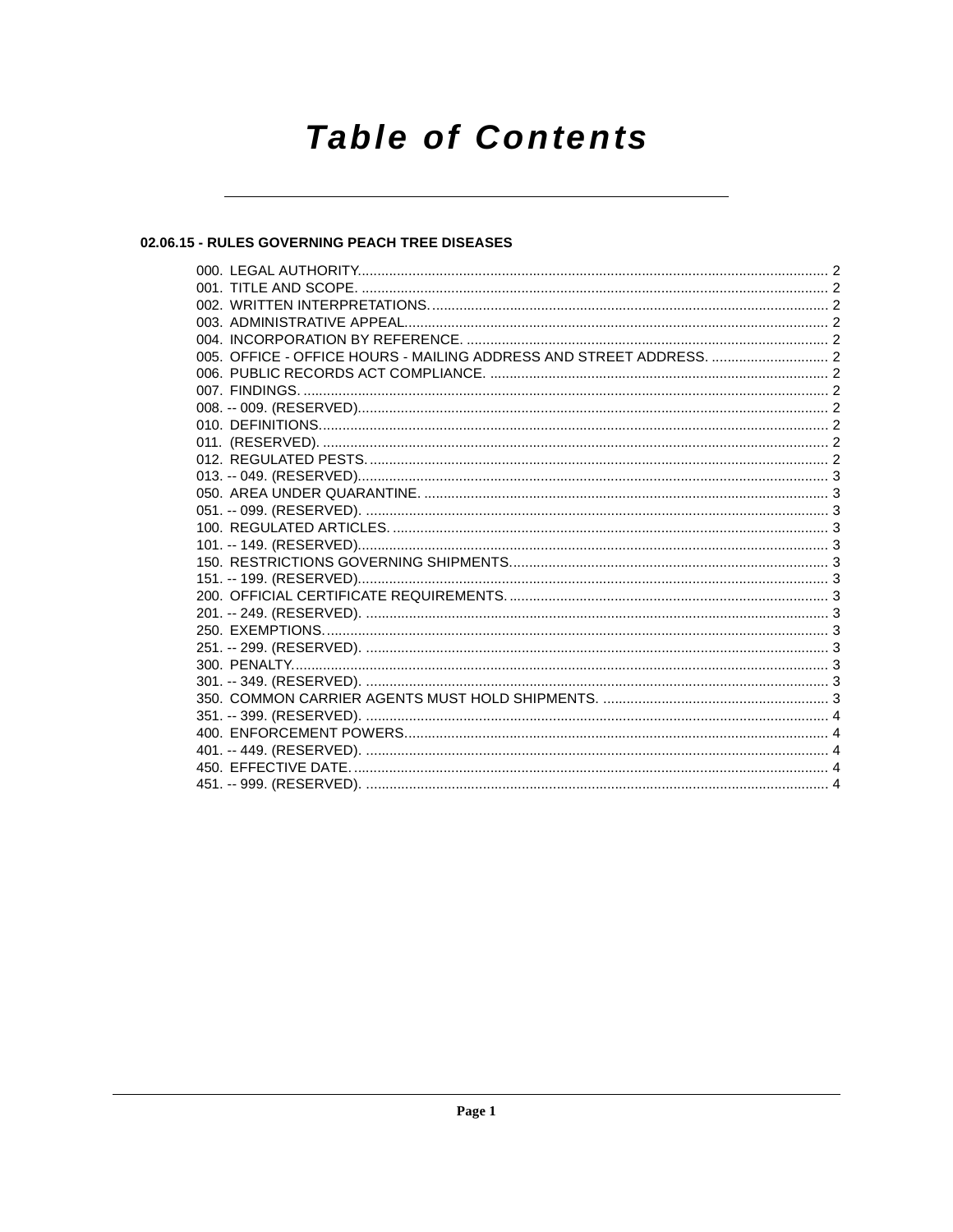# Table of Contents

## 02.06.15 - RULES GOVERNING PEACH TREE DISEASES

000. LEGAL AUTHORITY. 2
001. TITLE AND SCOPE. 2
002. WRITTEN INTERPRETATIONS. 2
003. ADMINISTRATIVE APPEAL. 2
004. INCORPORATION BY REFERENCE. 2
005. OFFICE - OFFICE HOURS - MAILING ADDRESS AND STREET ADDRESS. 2
006. PUBLIC RECORDS ACT COMPLIANCE. 2
007. FINDINGS. 2
008. -- 009. (RESERVED). 2
010. DEFINITIONS. 2
011. (RESERVED). 2
012. REGULATED PESTS. 2
013. -- 049. (RESERVED). 3
050. AREA UNDER QUARANTINE. 3
051. -- 099. (RESERVED). 3
100. REGULATED ARTICLES. 3
101. -- 149. (RESERVED). 3
150. RESTRICTIONS GOVERNING SHIPMENTS. 3
151. -- 199. (RESERVED). 3
200. OFFICIAL CERTIFICATE REQUIREMENTS. 3
201. -- 249. (RESERVED). 3
250. EXEMPTIONS. 3
251. -- 299. (RESERVED). 3
300. PENALTY. 3
301. -- 349. (RESERVED). 3
350. COMMON CARRIER AGENTS MUST HOLD SHIPMENTS. 3
351. -- 399. (RESERVED). 4
400. ENFORCEMENT POWERS. 4
401. -- 449. (RESERVED). 4
450. EFFECTIVE DATE. 4
451. -- 999. (RESERVED). 4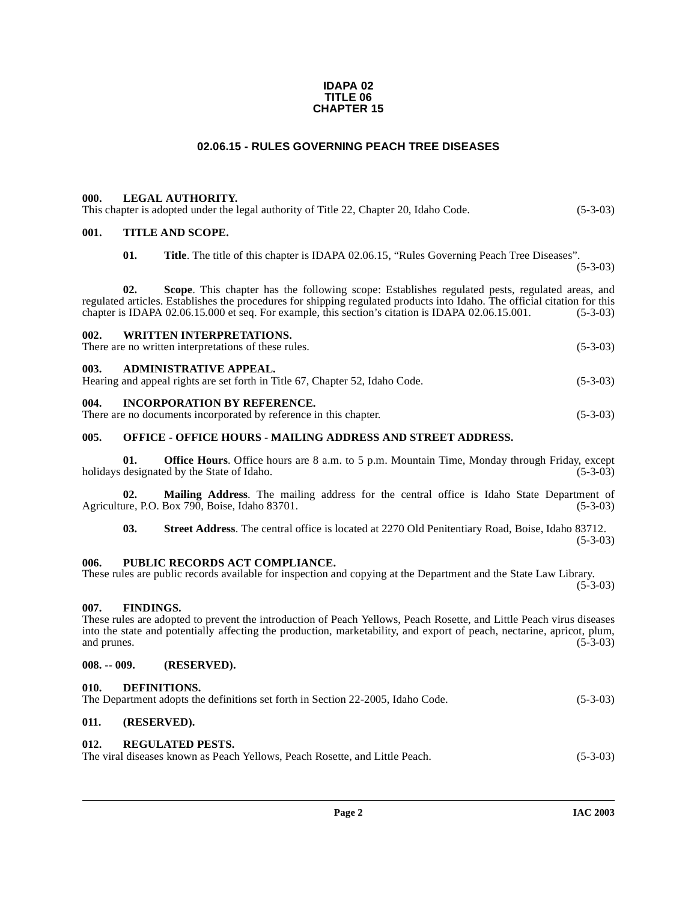**IDAPA 02**
**TITLE 06**
**CHAPTER 15**

## 02.06.15 - RULES GOVERNING PEACH TREE DISEASES

### 000. LEGAL AUTHORITY.

This chapter is adopted under the legal authority of Title 22, Chapter 20, Idaho Code. (5-3-03)

### 001. TITLE AND SCOPE.

**01. Title**. The title of this chapter is IDAPA 02.06.15, "Rules Governing Peach Tree Diseases". (5-3-03)

**02. Scope**. This chapter has the following scope: Establishes regulated pests, regulated areas, and regulated articles. Establishes the procedures for shipping regulated products into Idaho. The official citation for this chapter is IDAPA 02.06.15.000 et seq. For example, this section's citation is IDAPA 02.06.15.001. (5-3-03)

### 002. WRITTEN INTERPRETATIONS.

There are no written interpretations of these rules. (5-3-03)

### 003. ADMINISTRATIVE APPEAL.

Hearing and appeal rights are set forth in Title 67, Chapter 52, Idaho Code. (5-3-03)

### 004. INCORPORATION BY REFERENCE.

There are no documents incorporated by reference in this chapter. (5-3-03)

### 005. OFFICE - OFFICE HOURS - MAILING ADDRESS AND STREET ADDRESS.

**01. Office Hours**. Office hours are 8 a.m. to 5 p.m. Mountain Time, Monday through Friday, except holidays designated by the State of Idaho. (5-3-03)

**02. Mailing Address**. The mailing address for the central office is Idaho State Department of Agriculture, P.O. Box 790, Boise, Idaho 83701. (5-3-03)

**03. Street Address**. The central office is located at 2270 Old Penitentiary Road, Boise, Idaho 83712. (5-3-03)

### 006. PUBLIC RECORDS ACT COMPLIANCE.

These rules are public records available for inspection and copying at the Department and the State Law Library. (5-3-03)

### 007. FINDINGS.

These rules are adopted to prevent the introduction of Peach Yellows, Peach Rosette, and Little Peach virus diseases into the state and potentially affecting the production, marketability, and export of peach, nectarine, apricot, plum, and prunes. (5-3-03)

### 008. -- 009. (RESERVED).

### 010. DEFINITIONS.

The Department adopts the definitions set forth in Section 22-2005, Idaho Code. (5-3-03)

### 011. (RESERVED).

### 012. REGULATED PESTS.

The viral diseases known as Peach Yellows, Peach Rosette, and Little Peach. (5-3-03)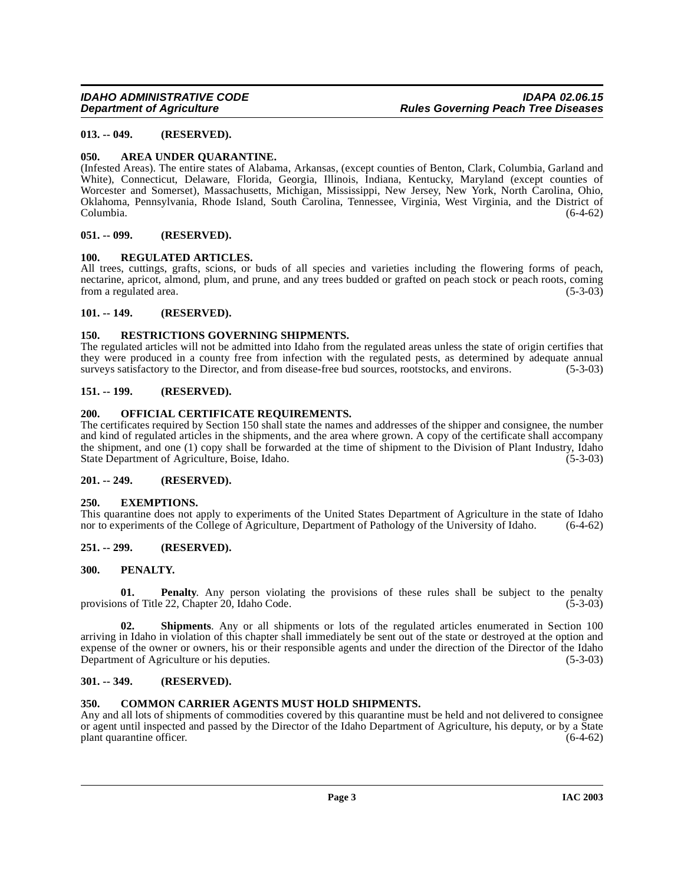### 013. -- 049. (RESERVED).

### 050. AREA UNDER QUARANTINE.

(Infested Areas). The entire states of Alabama, Arkansas, (except counties of Benton, Clark, Columbia, Garland and White), Connecticut, Delaware, Florida, Georgia, Illinois, Indiana, Kentucky, Maryland (except counties of Worcester and Somerset), Massachusetts, Michigan, Mississippi, New Jersey, New York, North Carolina, Ohio, Oklahoma, Pennsylvania, Rhode Island, South Carolina, Tennessee, Virginia, West Virginia, and the District of Columbia. (6-4-62)

### 051. -- 099. (RESERVED).

### 100. REGULATED ARTICLES.

All trees, cuttings, grafts, scions, or buds of all species and varieties including the flowering forms of peach, nectarine, apricot, almond, plum, and prune, and any trees budded or grafted on peach stock or peach roots, coming from a regulated area. (5-3-03)

### 101. -- 149. (RESERVED).

### 150. RESTRICTIONS GOVERNING SHIPMENTS.

The regulated articles will not be admitted into Idaho from the regulated areas unless the state of origin certifies that they were produced in a county free from infection with the regulated pests, as determined by adequate annual surveys satisfactory to the Director, and from disease-free bud sources, rootstocks, and environs. (5-3-03)

### 151. -- 199. (RESERVED).

### 200. OFFICIAL CERTIFICATE REQUIREMENTS.

The certificates required by Section 150 shall state the names and addresses of the shipper and consignee, the number and kind of regulated articles in the shipments, and the area where grown. A copy of the certificate shall accompany the shipment, and one (1) copy shall be forwarded at the time of shipment to the Division of Plant Industry, Idaho State Department of Agriculture, Boise, Idaho. (5-3-03)

### 201. -- 249. (RESERVED).

### 250. EXEMPTIONS.

This quarantine does not apply to experiments of the United States Department of Agriculture in the state of Idaho nor to experiments of the College of Agriculture, Department of Pathology of the University of Idaho. (6-4-62)

### 251. -- 299. (RESERVED).

### 300. PENALTY.

**01. Penalty**. Any person violating the provisions of these rules shall be subject to the penalty provisions of Title 22, Chapter 20, Idaho Code. (5-3-03)

**02. Shipments**. Any or all shipments or lots of the regulated articles enumerated in Section 100 arriving in Idaho in violation of this chapter shall immediately be sent out of the state or destroyed at the option and expense of the owner or owners, his or their responsible agents and under the direction of the Director of the Idaho Department of Agriculture or his deputies. (5-3-03)

### 301. -- 349. (RESERVED).

### 350. COMMON CARRIER AGENTS MUST HOLD SHIPMENTS.

Any and all lots of shipments of commodities covered by this quarantine must be held and not delivered to consignee or agent until inspected and passed by the Director of the Idaho Department of Agriculture, his deputy, or by a State plant quarantine officer. (6-4-62)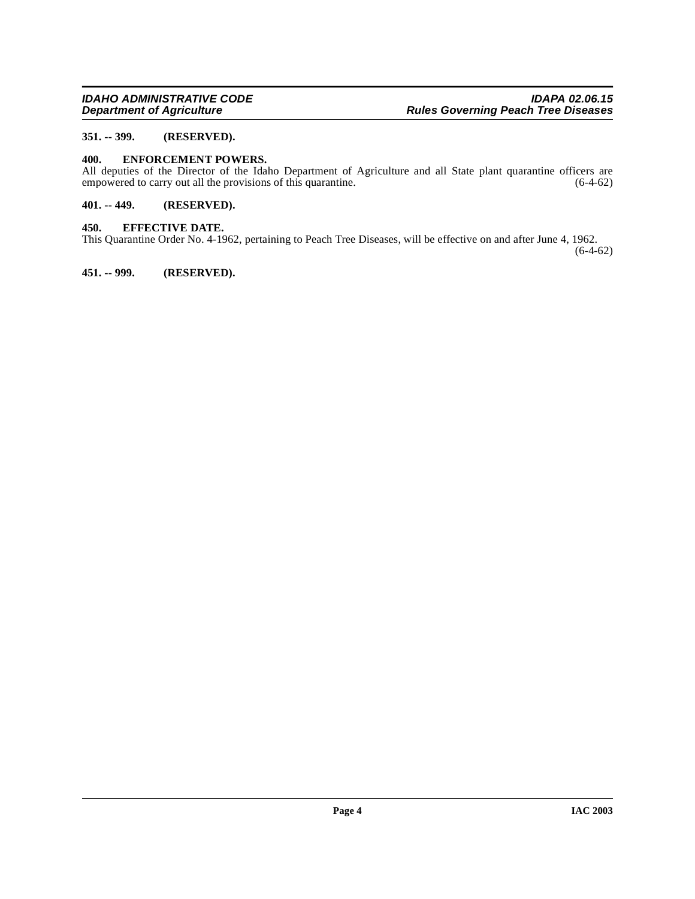**351. -- 399. (RESERVED).**

**400. ENFORCEMENT POWERS.**

All deputies of the Director of the Idaho Department of Agriculture and all State plant quarantine officers are empowered to carry out all the provisions of this quarantine. (6-4-62)

**401. -- 449. (RESERVED).**

**450. EFFECTIVE DATE.**

This Quarantine Order No. 4-1962, pertaining to Peach Tree Diseases, will be effective on and after June 4, 1962. (6-4-62)

**451. -- 999. (RESERVED).**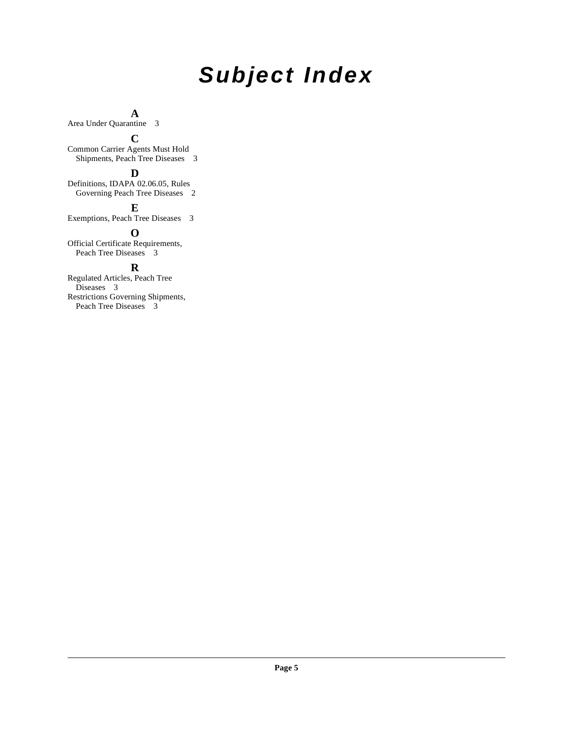# Subject Index

**A**

Area Under Quarantine 3

**C**

Common Carrier Agents Must Hold Shipments, Peach Tree Diseases 3

**D**

Definitions, IDAPA 02.06.05, Rules Governing Peach Tree Diseases 2

**E**

Exemptions, Peach Tree Diseases 3

**O**

Official Certificate Requirements, Peach Tree Diseases 3

**R**

Regulated Articles, Peach Tree Diseases 3

Restrictions Governing Shipments, Peach Tree Diseases 3